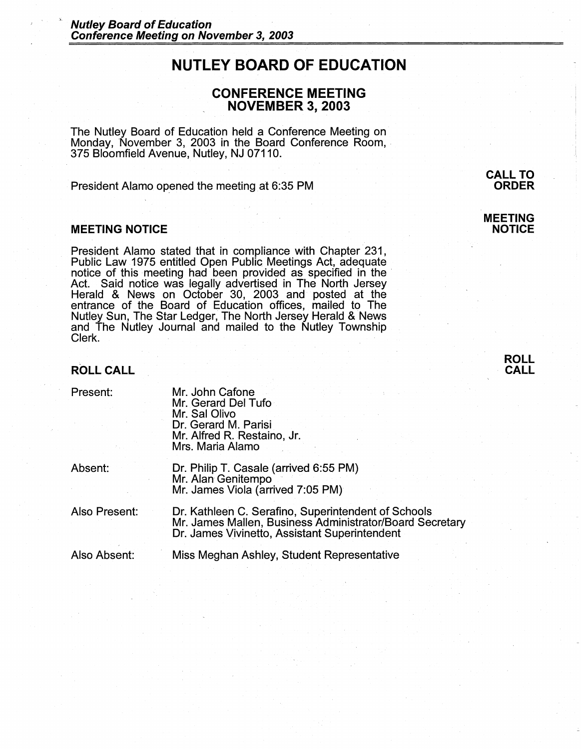# NUTLEY BOARD OF EDUCATION

## CONFERENCE MEETING
## NOVEMBER 3, 2003

The Nutley Board of Education held a Conference Meeting on Monday, November 3, 2003 in the Board Conference Room, 375 Bloomfield Avenue, Nutley, NJ 07110.

**CALL TO ORDER**

President Alamo opened the meeting at 6:35 PM

**MEETING NOTICE**

### MEETING NOTICE

President Alamo stated that in compliance with Chapter 231, Public Law 1975 entitled Open Public Meetings Act, adequate notice of this meeting had been provided as specified in the Act. Said notice was legally advertised in The North Jersey Herald & News on October 30, 2003 and posted at the entrance of the Board of Education offices, mailed to The Nutley Sun, The Star Ledger, The North Jersey Herald & News and The Nutley Journal and mailed to the Nutley Township Clerk.

**ROLL CALL**

### ROLL CALL

| | |
|---|---|
| Present: | Mr. John Cafone<br>Mr. Gerard Del Tufo<br>Mr. Sal Olivo<br>Dr. Gerard M. Parisi<br>Mr. Alfred R. Restaino, Jr.<br>Mrs. Maria Alamo |
| Absent: | Dr. Philip T. Casale (arrived 6:55 PM)<br>Mr. Alan Genitempo<br>Mr. James Viola (arrived 7:05 PM) |
| Also Present: | Dr. Kathleen C. Serafino, Superintendent of Schools<br>Mr. James Mallen, Business Administrator/Board Secretary<br>Dr. James Vivinetto, Assistant Superintendent |
| Also Absent: | Miss Meghan Ashley, Student Representative |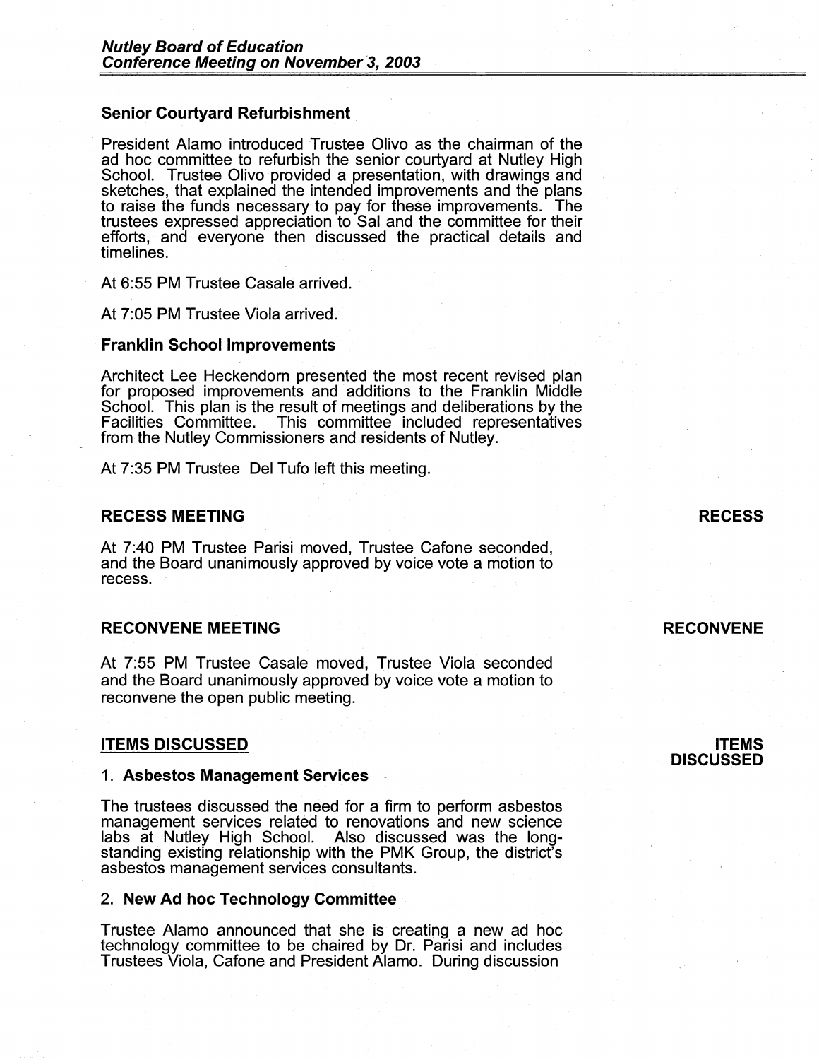### Senior Courtyard Refurbishment

President Alamo introduced Trustee Olivo as the chairman of the ad hoc committee to refurbish the senior courtyard at Nutley High School. Trustee Olivo provided a presentation, with drawings and sketches, that explained the intended improvements and the plans to raise the funds necessary to pay for these improvements. The trustees expressed appreciation to Sal and the committee for their efforts, and everyone then discussed the practical details and timelines.

At 6:55 PM Trustee Casale arrived.

At 7:05 PM Trustee Viola arrived.

### Franklin School Improvements

Architect Lee Heckendorn presented the most recent revised plan for proposed improvements and additions to the Franklin Middle School. This plan is the result of meetings and deliberations by the Facilities Committee. This committee included representatives from the Nutley Commissioners and residents of Nutley.

At 7:35 PM Trustee Del Tufo left this meeting.

## RECESS MEETING

**RECESS**

At 7:40 PM Trustee Parisi moved, Trustee Cafone seconded, and the Board unanimously approved by voice vote a motion to recess.

## RECONVENE MEETING

**RECONVENE**

At 7:55 PM Trustee Casale moved, Trustee Viola seconded and the Board unanimously approved by voice vote a motion to reconvene the open public meeting.

## ITEMS DISCUSSED

**ITEMS DISCUSSED**

1. **Asbestos Management Services**

The trustees discussed the need for a firm to perform asbestos management services related to renovations and new science labs at Nutley High School. Also discussed was the long-standing existing relationship with the PMK Group, the district's asbestos management services consultants.

2. **New Ad hoc Technology Committee**

Trustee Alamo announced that she is creating a new ad hoc technology committee to be chaired by Dr. Parisi and includes Trustees Viola, Cafone and President Alamo. During discussion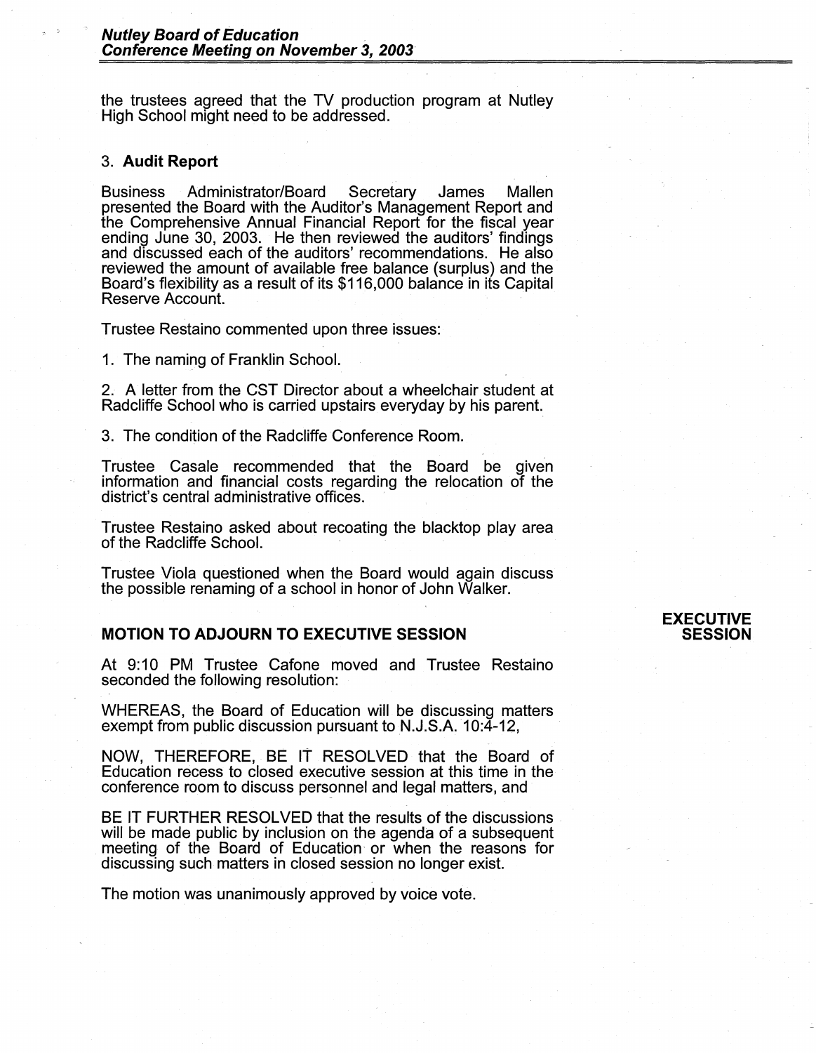the trustees agreed that the TV production program at Nutley High School might need to be addressed.

### 3. **Audit Report**

Business Administrator/Board Secretary James Mallen presented the Board with the Auditor's Management Report and the Comprehensive Annual Financial Report for the fiscal year ending June 30, 2003. He then reviewed the auditors' findings and discussed each of the auditors' recommendations. He also reviewed the amount of available free balance (surplus) and the Board's flexibility as a result of its $116,000 balance in its Capital Reserve Account.

Trustee Restaino commented upon three issues:

1. The naming of Franklin School.

2. A letter from the CST Director about a wheelchair student at Radcliffe School who is carried upstairs everyday by his parent.

3. The condition of the Radcliffe Conference Room.

Trustee Casale recommended that the Board be given information and financial costs regarding the relocation of the district's central administrative offices.

Trustee Restaino asked about recoating the blacktop play area of the Radcliffe School.

Trustee Viola questioned when the Board would again discuss the possible renaming of a school in honor of John Walker.

## **MOTION TO ADJOURN TO EXECUTIVE SESSION**

**EXECUTIVE SESSION**

At 9:10 PM Trustee Cafone moved and Trustee Restaino seconded the following resolution:

WHEREAS, the Board of Education will be discussing matters exempt from public discussion pursuant to N.J.S.A. 10:4-12,

NOW, THEREFORE, BE IT RESOLVED that the Board of Education recess to closed executive session at this time in the conference room to discuss personnel and legal matters, and

BE IT FURTHER RESOLVED that the results of the discussions will be made public by inclusion on the agenda of a subsequent meeting of the Board of Education or when the reasons for discussing such matters in closed session no longer exist.

The motion was unanimously approved by voice vote.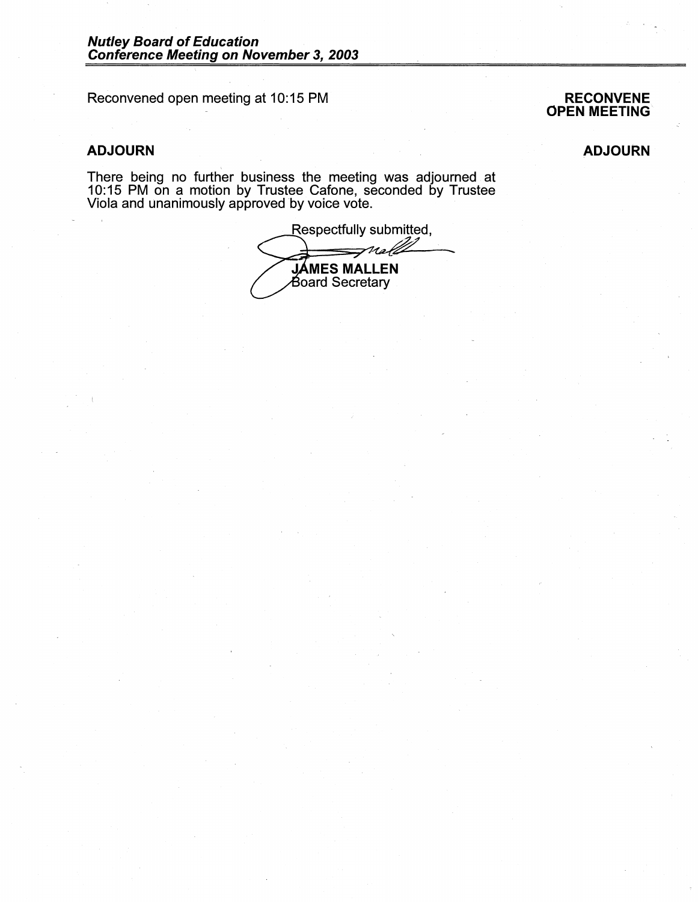Reconvened open meeting at 10:15 PM

**RECONVENE OPEN MEETING**

## ADJOURN

There being no further business the meeting was adjourned at 10:15 PM on a motion by Trustee Cafone, seconded by Trustee Viola and unanimously approved by voice vote.

Respectfully submitted,

**JAMES MALLEN**
Board Secretary